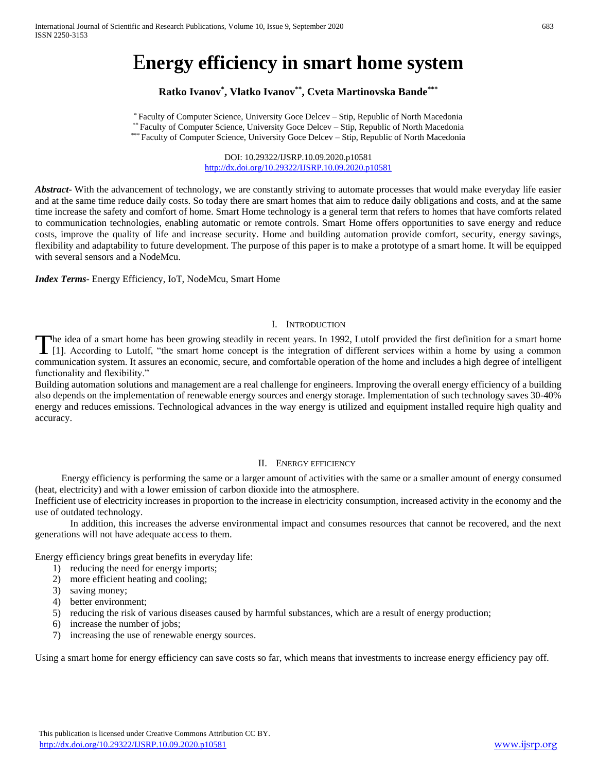# Energy efficiency in smart home system

**Ratko Ivanov[*], Vlatko Ivanov[**], Cveta Martinovska Bande[***]**

[*] Faculty of Computer Science, University Goce Delcev – Stip, Republic of North Macedonia
[**] Faculty of Computer Science, University Goce Delcev – Stip, Republic of North Macedonia
[***] Faculty of Computer Science, University Goce Delcev – Stip, Republic of North Macedonia

DOI: 10.29322/IJSRP.10.09.2020.p10581
http://dx.doi.org/10.29322/IJSRP.10.09.2020.p10581

***Abstract***- With the advancement of technology, we are constantly striving to automate processes that would make everyday life easier and at the same time reduce daily costs. So today there are smart homes that aim to reduce daily obligations and costs, and at the same time increase the safety and comfort of home. Smart Home technology is a general term that refers to homes that have comforts related to communication technologies, enabling automatic or remote controls. Smart Home offers opportunities to save energy and reduce costs, improve the quality of life and increase security. Home and building automation provide comfort, security, energy savings, flexibility and adaptability to future development. The purpose of this paper is to make a prototype of a smart home. It will be equipped with several sensors and a NodeMcu.

***Index Terms***- Energy Efficiency, IoT, NodeMcu, Smart Home

## I. Introduction

The idea of a smart home has been growing steadily in recent years. In 1992, Lutolf provided the first definition for a smart home [1]. According to Lutolf, "the smart home concept is the integration of different services within a home by using a common communication system. It assures an economic, secure, and comfortable operation of the home and includes a high degree of intelligent functionality and flexibility."

Building automation solutions and management are a real challenge for engineers. Improving the overall energy efficiency of a building also depends on the implementation of renewable energy sources and energy storage. Implementation of such technology saves 30-40% energy and reduces emissions. Technological advances in the way energy is utilized and equipment installed require high quality and accuracy.

## II. Energy efficiency

Energy efficiency is performing the same or a larger amount of activities with the same or a smaller amount of energy consumed (heat, electricity) and with a lower emission of carbon dioxide into the atmosphere.

Inefficient use of electricity increases in proportion to the increase in electricity consumption, increased activity in the economy and the use of outdated technology.

In addition, this increases the adverse environmental impact and consumes resources that cannot be recovered, and the next generations will not have adequate access to them.

Energy efficiency brings great benefits in everyday life:

1) reducing the need for energy imports;
2) more efficient heating and cooling;
3) saving money;
4) better environment;
5) reducing the risk of various diseases caused by harmful substances, which are a result of energy production;
6) increase the number of jobs;
7) increasing the use of renewable energy sources.

Using a smart home for energy efficiency can save costs so far, which means that investments to increase energy efficiency pay off.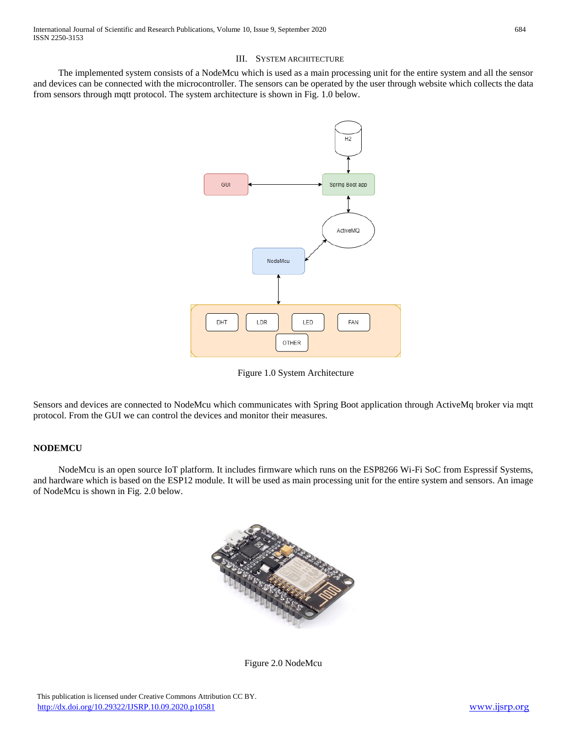## III. SYSTEM ARCHITECTURE

The implemented system consists of a NodeMcu which is used as a main processing unit for the entire system and all the sensor and devices can be connected with the microcontroller. The sensors can be operated by the user through website which collects the data from sensors through mqtt protocol. The system architecture is shown in Fig. 1.0 below.

Figure 1.0 System Architecture

Sensors and devices are connected to NodeMcu which communicates with Spring Boot application through ActiveMq broker via mqtt protocol. From the GUI we can control the devices and monitor their measures.

**NODEMCU**

NodeMcu is an open source IoT platform. It includes firmware which runs on the ESP8266 Wi-Fi SoC from Espressif Systems, and hardware which is based on the ESP12 module. It will be used as main processing unit for the entire system and sensors. An image of NodeMcu is shown in Fig. 2.0 below.

Figure 2.0 NodeMcu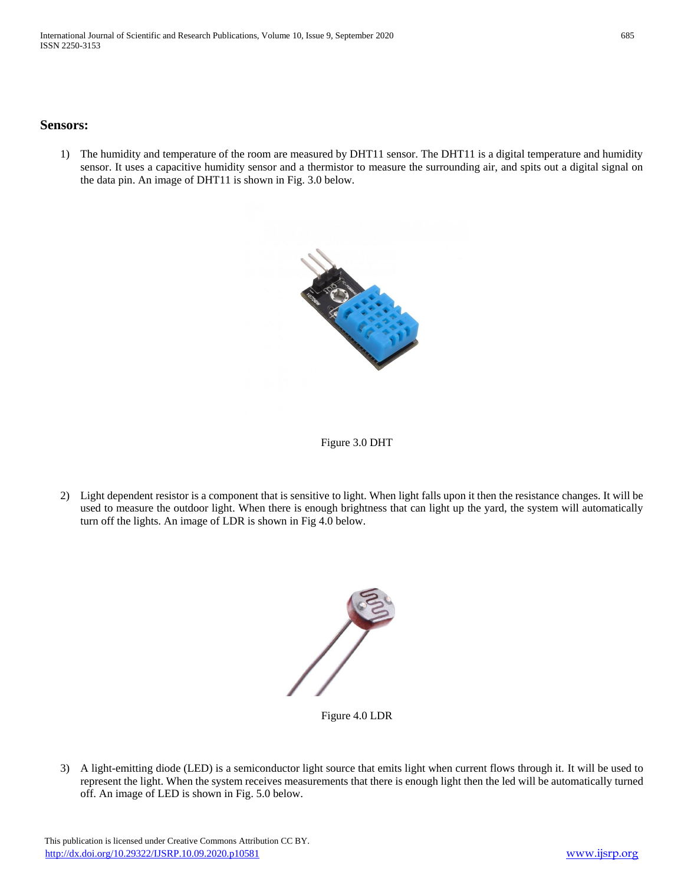## Sensors:

1) The humidity and temperature of the room are measured by DHT11 sensor. The DHT11 is a digital temperature and humidity sensor. It uses a capacitive humidity sensor and a thermistor to measure the surrounding air, and spits out a digital signal on the data pin. An image of DHT11 is shown in Fig. 3.0 below.

Figure 3.0 DHT

2) Light dependent resistor is a component that is sensitive to light. When light falls upon it then the resistance changes. It will be used to measure the outdoor light. When there is enough brightness that can light up the yard, the system will automatically turn off the lights. An image of LDR is shown in Fig 4.0 below.

Figure 4.0 LDR

3) A light-emitting diode (LED) is a semiconductor light source that emits light when current flows through it. It will be used to represent the light. When the system receives measurements that there is enough light then the led will be automatically turned off. An image of LED is shown in Fig. 5.0 below.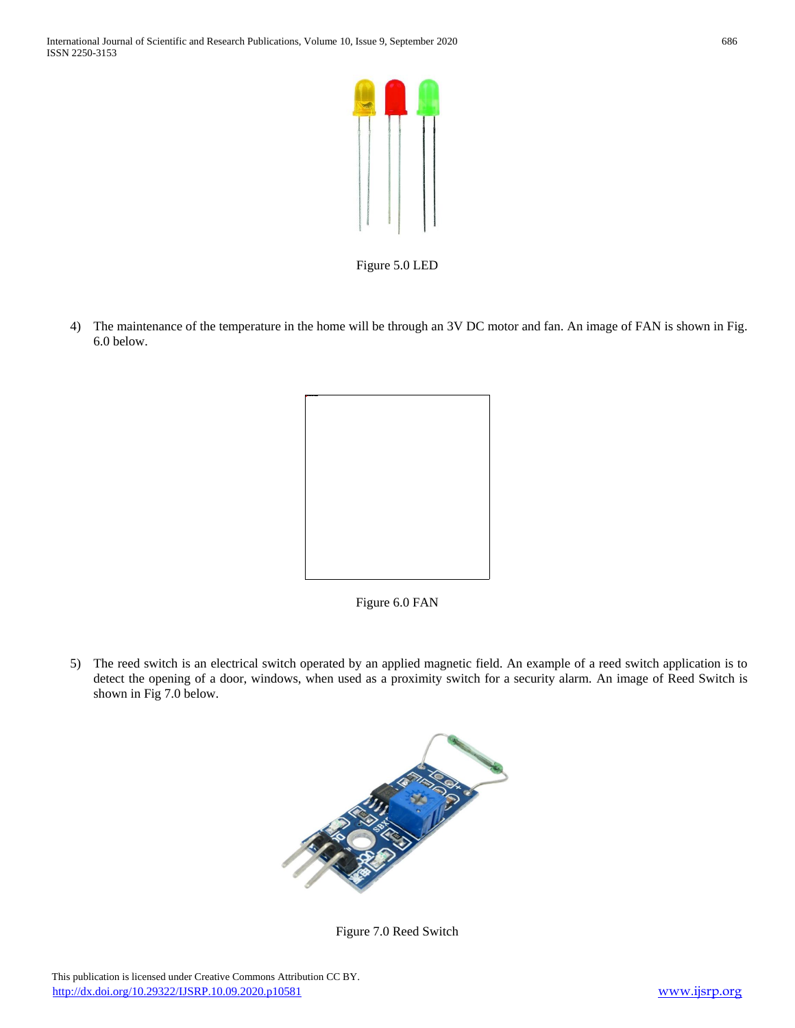Figure 5.0 LED

4) The maintenance of the temperature in the home will be through an 3V DC motor and fan. An image of FAN is shown in Fig. 6.0 below.

Figure 6.0 FAN

5) The reed switch is an electrical switch operated by an applied magnetic field. An example of a reed switch application is to detect the opening of a door, windows, when used as a proximity switch for a security alarm. An image of Reed Switch is shown in Fig 7.0 below.

Figure 7.0 Reed Switch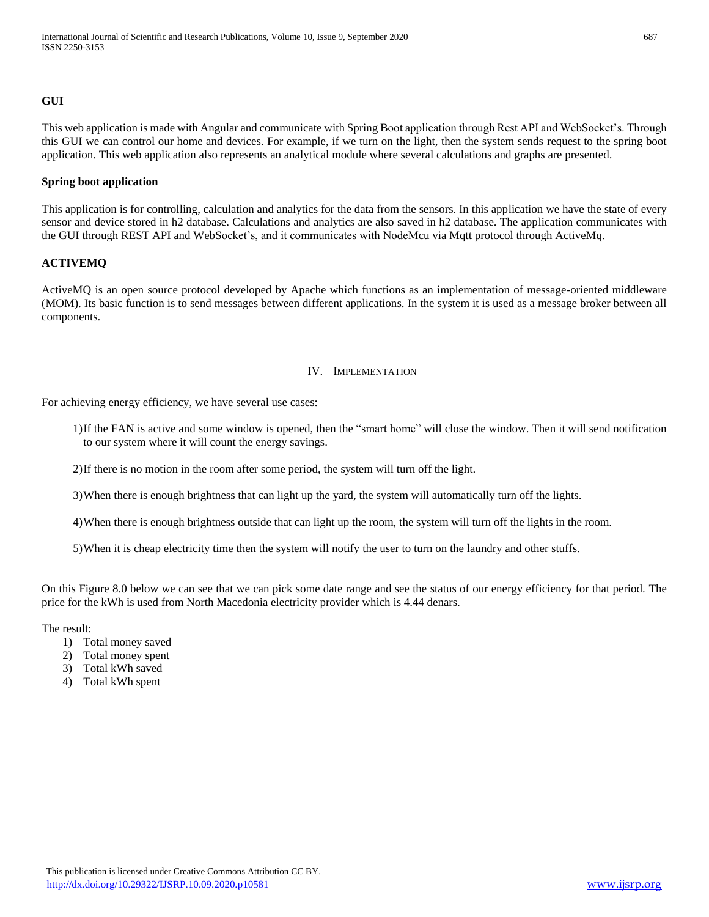**GUI**

This web application is made with Angular and communicate with Spring Boot application through Rest API and WebSocket's. Through this GUI we can control our home and devices. For example, if we turn on the light, then the system sends request to the spring boot application. This web application also represents an analytical module where several calculations and graphs are presented.

**Spring boot application**

This application is for controlling, calculation and analytics for the data from the sensors. In this application we have the state of every sensor and device stored in h2 database. Calculations and analytics are also saved in h2 database. The application communicates with the GUI through REST API and WebSocket's, and it communicates with NodeMcu via Mqtt protocol through ActiveMq.

**ACTIVEMQ**

ActiveMQ is an open source protocol developed by Apache which functions as an implementation of message-oriented middleware (MOM). Its basic function is to send messages between different applications. In the system it is used as a message broker between all components.

## IV. Implementation

For achieving energy efficiency, we have several use cases:

1) If the FAN is active and some window is opened, then the "smart home" will close the window. Then it will send notification to our system where it will count the energy savings.

2) If there is no motion in the room after some period, the system will turn off the light.

3) When there is enough brightness that can light up the yard, the system will automatically turn off the lights.

4) When there is enough brightness outside that can light up the room, the system will turn off the lights in the room.

5) When it is cheap electricity time then the system will notify the user to turn on the laundry and other stuffs.

On this Figure 8.0 below we can see that we can pick some date range and see the status of our energy efficiency for that period. The price for the kWh is used from North Macedonia electricity provider which is 4.44 denars.

The result:

1) Total money saved
2) Total money spent
3) Total kWh saved
4) Total kWh spent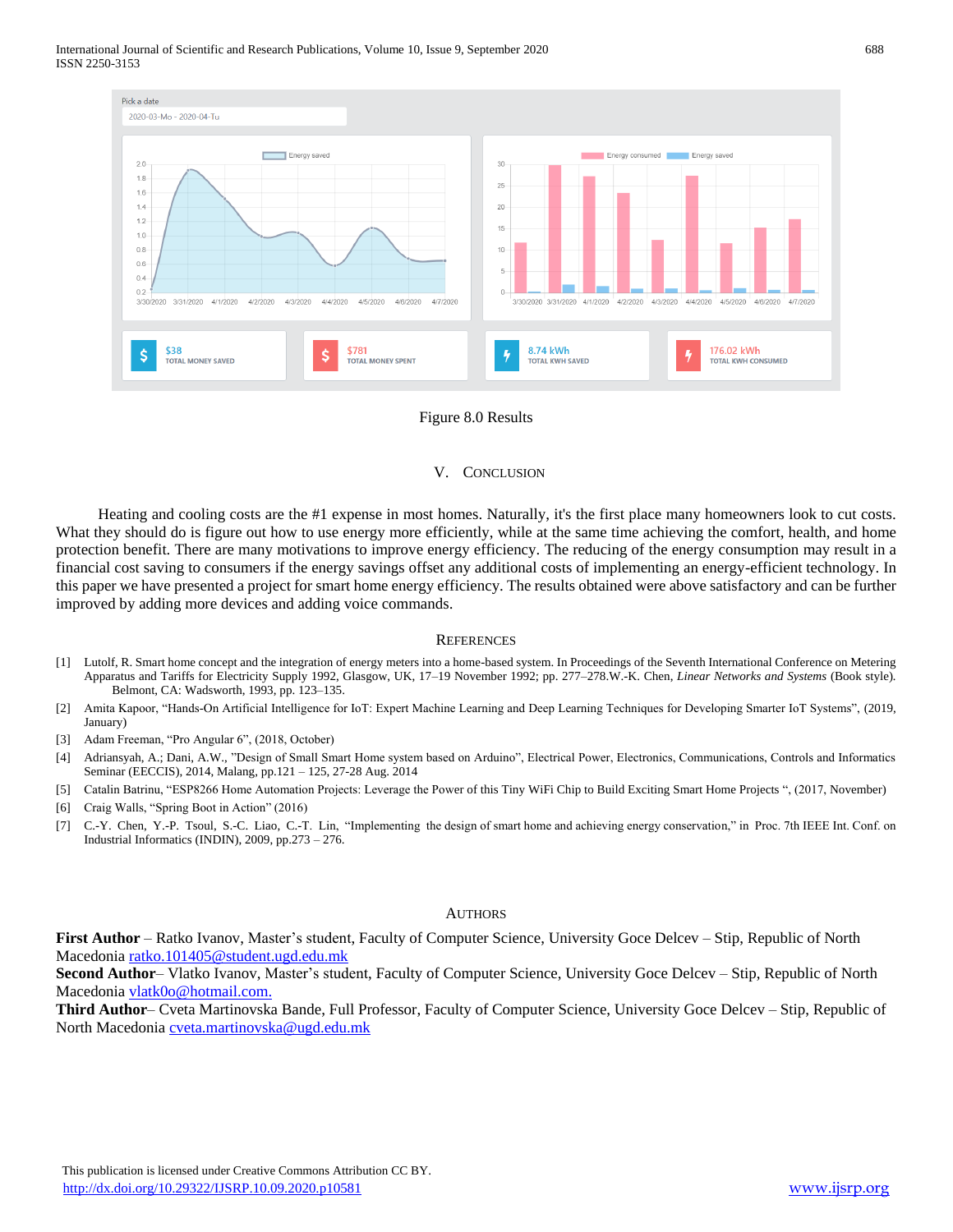Pick a date

2020-03-Mo - 2020-04-Tu

Energy saved

2.0
1.8
1.6
1.4
1.2
1.0
0.8
0.6
0.4
0.2

3/30/2020 3/31/2020 4/1/2020 4/2/2020 4/3/2020 4/4/2020 4/5/2020 4/6/2020 4/7/2020

Energy consumed Energy saved

30
25
20
15
10
5
0

3/30/2020 3/31/2020 4/1/2020 4/2/2020 4/3/2020 4/4/2020 4/5/2020 4/6/2020 4/7/2020

$38
TOTAL MONEY SAVED

$781
TOTAL MONEY SPENT

8.74 kWh
TOTAL KWH SAVED

176.02 kWh
TOTAL KWH CONSUMED

Figure 8.0 Results

## V. Conclusion

Heating and cooling costs are the #1 expense in most homes. Naturally, it's the first place many homeowners look to cut costs. What they should do is figure out how to use energy more efficiently, while at the same time achieving the comfort, health, and home protection benefit. There are many motivations to improve energy efficiency. The reducing of the energy consumption may result in a financial cost saving to consumers if the energy savings offset any additional costs of implementing an energy-efficient technology. In this paper we have presented a project for smart home energy efficiency. The results obtained were above satisfactory and can be further improved by adding more devices and adding voice commands.

## References

[1] Lutolf, R. Smart home concept and the integration of energy meters into a home-based system. In Proceedings of the Seventh International Conference on Metering Apparatus and Tariffs for Electricity Supply 1992, Glasgow, UK, 17–19 November 1992; pp. 277–278.W.-K. Chen, *Linear Networks and Systems* (Book style). Belmont, CA: Wadsworth, 1993, pp. 123–135.

[2] Amita Kapoor, "Hands-On Artificial Intelligence for IoT: Expert Machine Learning and Deep Learning Techniques for Developing Smarter IoT Systems", (2019, January)

[3] Adam Freeman, "Pro Angular 6", (2018, October)

[4] Adriansyah, A.; Dani, A.W., "Design of Small Smart Home system based on Arduino", Electrical Power, Electronics, Communications, Controls and Informatics Seminar (EECCIS), 2014, Malang, pp.121 – 125, 27-28 Aug. 2014

[5] Catalin Batrinu, "ESP8266 Home Automation Projects: Leverage the Power of this Tiny WiFi Chip to Build Exciting Smart Home Projects ", (2017, November)

[6] Craig Walls, "Spring Boot in Action" (2016)

[7] C.-Y. Chen, Y.-P. Tsoul, S.-C. Liao, C.-T. Lin, "Implementing the design of smart home and achieving energy conservation," in Proc. 7th IEEE Int. Conf. on Industrial Informatics (INDIN), 2009, pp.273 – 276.

## Authors

**First Author** – Ratko Ivanov, Master's student, Faculty of Computer Science, University Goce Delcev – Stip, Republic of North Macedonia ratko.101405@student.ugd.edu.mk

**Second Author**– Vlatko Ivanov, Master's student, Faculty of Computer Science, University Goce Delcev – Stip, Republic of North Macedonia vlatk0o@hotmail.com.

**Third Author**– Cveta Martinovska Bande, Full Professor, Faculty of Computer Science, University Goce Delcev – Stip, Republic of North Macedonia cveta.martinovska@ugd.edu.mk

This publication is licensed under Creative Commons Attribution CC BY.
http://dx.doi.org/10.29322/IJSRP.10.09.2020.p10581